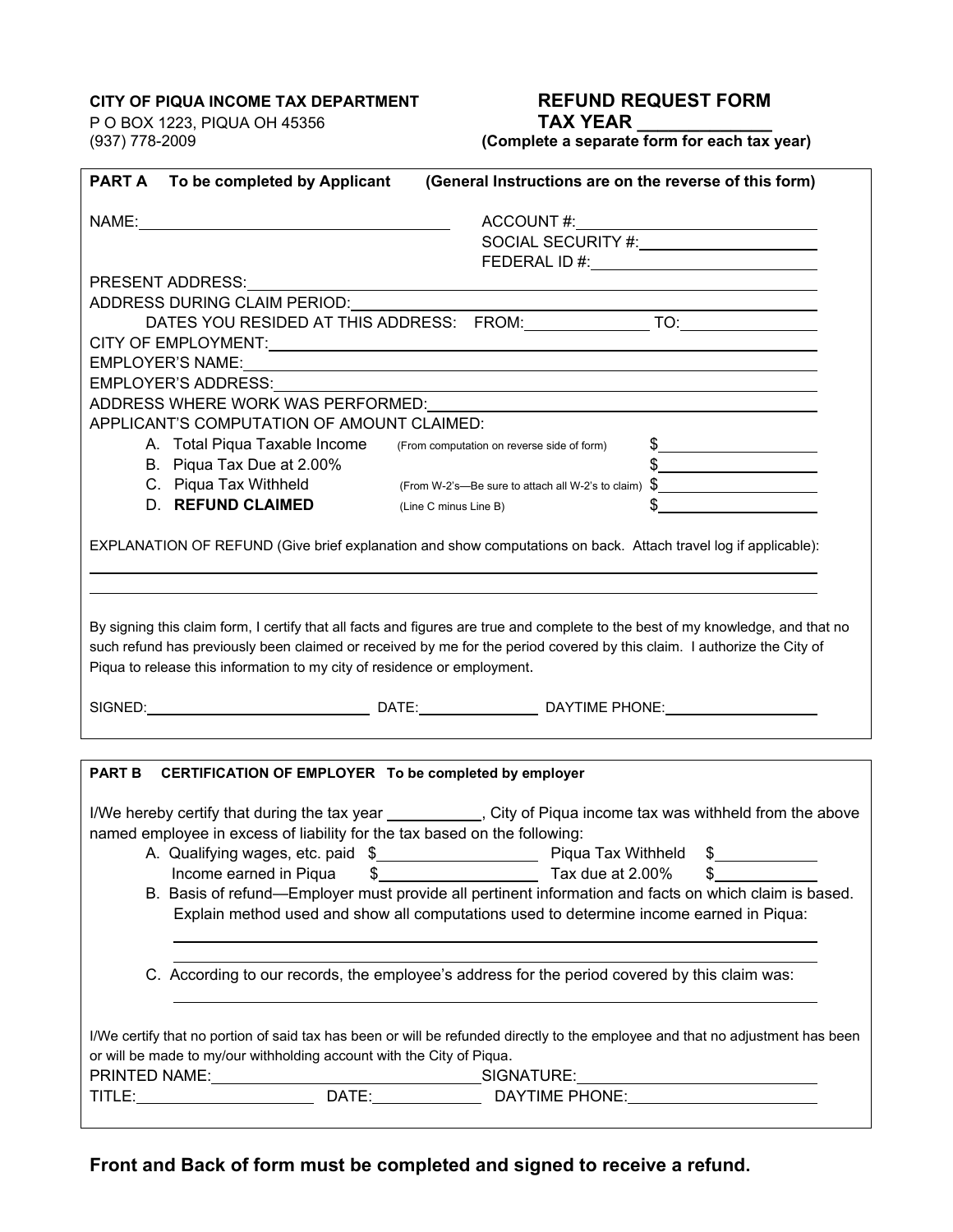**CITY OF PIQUA INCOME TAX DEPARTMENT**
P O BOX 1223, PIQUA OH 45356
(937) 778-2009

# REFUND REQUEST FORM
## TAX YEAR ____________
**(Complete a separate form for each tax year)**

---

**PART A  To be completed by Applicant  (General Instructions are on the reverse of this form)**

NAME: ______________________________  ACCOUNT #: ______________________
SOCIAL SECURITY #: ______________________
FEDERAL ID #: ______________________

PRESENT ADDRESS: ______________________________________________
ADDRESS DURING CLAIM PERIOD: ______________________________________________
DATES YOU RESIDED AT THIS ADDRESS: FROM: ____________ TO: ____________
CITY OF EMPLOYMENT: ______________________________________________
EMPLOYER'S NAME: ______________________________________________
EMPLOYER'S ADDRESS: ______________________________________________
ADDRESS WHERE WORK WAS PERFORMED: ______________________________________________
APPLICANT'S COMPUTATION OF AMOUNT CLAIMED:

| | | |
|---|---|---|
| A. Total Piqua Taxable Income | (From computation on reverse side of form) | $ |
| B. Piqua Tax Due at 2.00% | | $ |
| C. Piqua Tax Withheld | (From W-2's—Be sure to attach all W-2's to claim) | $ |
| D. **REFUND CLAIMED** | (Line C minus Line B) | $ |

EXPLANATION OF REFUND (Give brief explanation and show computations on back. Attach travel log if applicable):

______________________________________________

______________________________________________

By signing this claim form, I certify that all facts and figures are true and complete to the best of my knowledge, and that no such refund has previously been claimed or received by me for the period covered by this claim. I authorize the City of Piqua to release this information to my city of residence or employment.

SIGNED: ____________________ DATE: ____________ DAYTIME PHONE: ____________

---

**PART B  CERTIFICATION OF EMPLOYER  To be completed by employer**

I/We hereby certify that during the tax year ________, City of Piqua income tax was withheld from the above named employee in excess of liability for the tax based on the following:

A. Qualifying wages, etc. paid $____________  Piqua Tax Withheld $__________
   Income earned in Piqua $____________  Tax due at 2.00% $__________

B. Basis of refund—Employer must provide all pertinent information and facts on which claim is based. Explain method used and show all computations used to determine income earned in Piqua:

______________________________________________

______________________________________________

C. According to our records, the employee's address for the period covered by this claim was:

______________________________________________

I/We certify that no portion of said tax has been or will be refunded directly to the employee and that no adjustment has been or will be made to my/our withholding account with the City of Piqua.

PRINTED NAME: ____________________ SIGNATURE: ____________________
TITLE: ____________ DATE: ____________ DAYTIME PHONE: ____________

---

**Front and Back of form must be completed and signed to receive a refund.**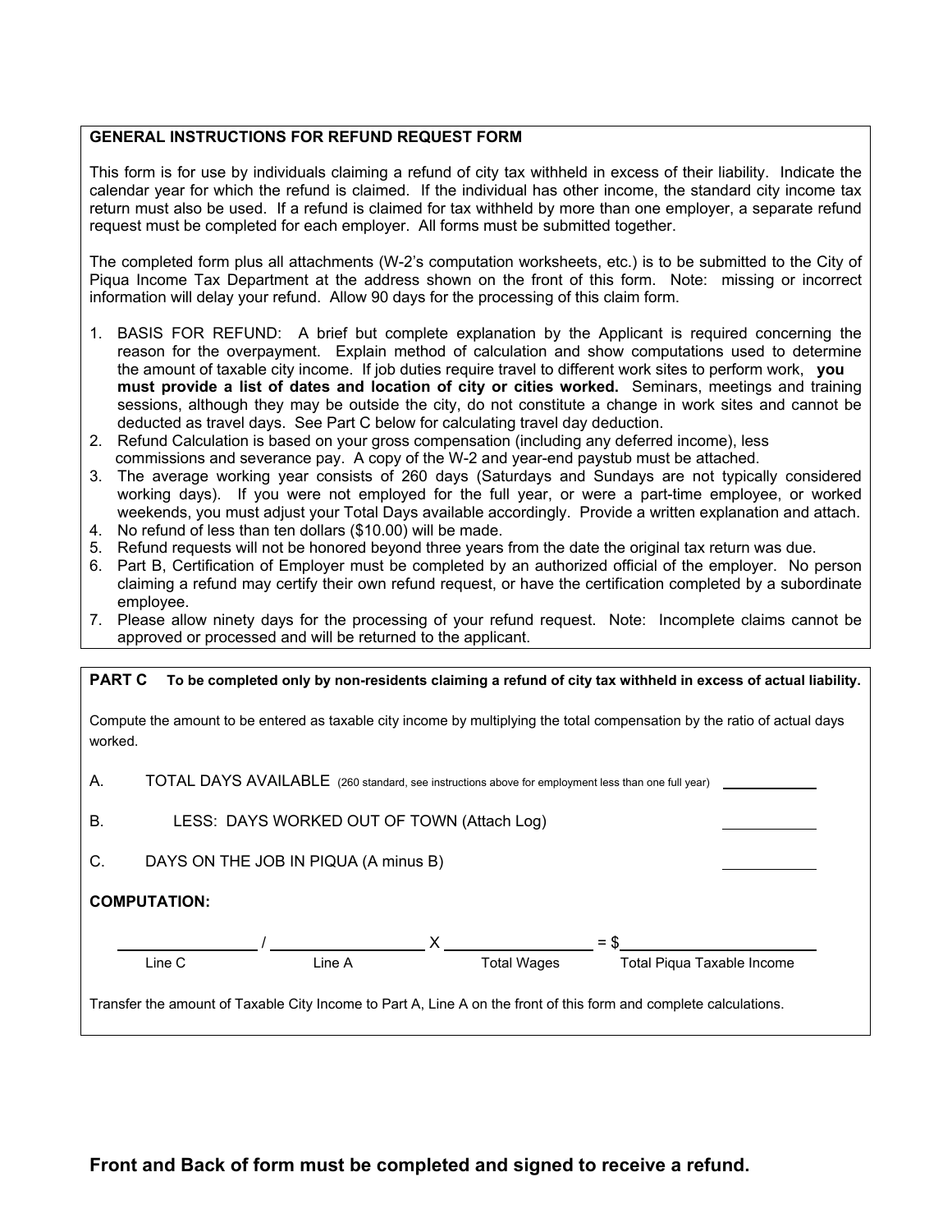## GENERAL INSTRUCTIONS FOR REFUND REQUEST FORM

This form is for use by individuals claiming a refund of city tax withheld in excess of their liability. Indicate the calendar year for which the refund is claimed. If the individual has other income, the standard city income tax return must also be used. If a refund is claimed for tax withheld by more than one employer, a separate refund request must be completed for each employer. All forms must be submitted together.

The completed form plus all attachments (W-2's computation worksheets, etc.) is to be submitted to the City of Piqua Income Tax Department at the address shown on the front of this form. Note: missing or incorrect information will delay your refund. Allow 90 days for the processing of this claim form.

1. BASIS FOR REFUND: A brief but complete explanation by the Applicant is required concerning the reason for the overpayment. Explain method of calculation and show computations used to determine the amount of taxable city income. If job duties require travel to different work sites to perform work, **you must provide a list of dates and location of city or cities worked.** Seminars, meetings and training sessions, although they may be outside the city, do not constitute a change in work sites and cannot be deducted as travel days. See Part C below for calculating travel day deduction.
2. Refund Calculation is based on your gross compensation (including any deferred income), less commissions and severance pay. A copy of the W-2 and year-end paystub must be attached.
3. The average working year consists of 260 days (Saturdays and Sundays are not typically considered working days). If you were not employed for the full year, or were a part-time employee, or worked weekends, you must adjust your Total Days available accordingly. Provide a written explanation and attach.
4. No refund of less than ten dollars ($10.00) will be made.
5. Refund requests will not be honored beyond three years from the date the original tax return was due.
6. Part B, Certification of Employer must be completed by an authorized official of the employer. No person claiming a refund may certify their own refund request, or have the certification completed by a subordinate employee.
7. Please allow ninety days for the processing of your refund request. Note: Incomplete claims cannot be approved or processed and will be returned to the applicant.

## PART C To be completed only by non-residents claiming a refund of city tax withheld in excess of actual liability.

Compute the amount to be entered as taxable city income by multiplying the total compensation by the ratio of actual days worked.

A. TOTAL DAYS AVAILABLE (260 standard, see instructions above for employment less than one full year) ____________

B. LESS: DAYS WORKED OUT OF TOWN (Attach Log) ____________

C. DAYS ON THE JOB IN PIQUA (A minus B) ____________

**COMPUTATION:**

____________ / ____________ X ____________ = $____________

Line C / Line A X Total Wages = Total Piqua Taxable Income

Transfer the amount of Taxable City Income to Part A, Line A on the front of this form and complete calculations.

**Front and Back of form must be completed and signed to receive a refund.**